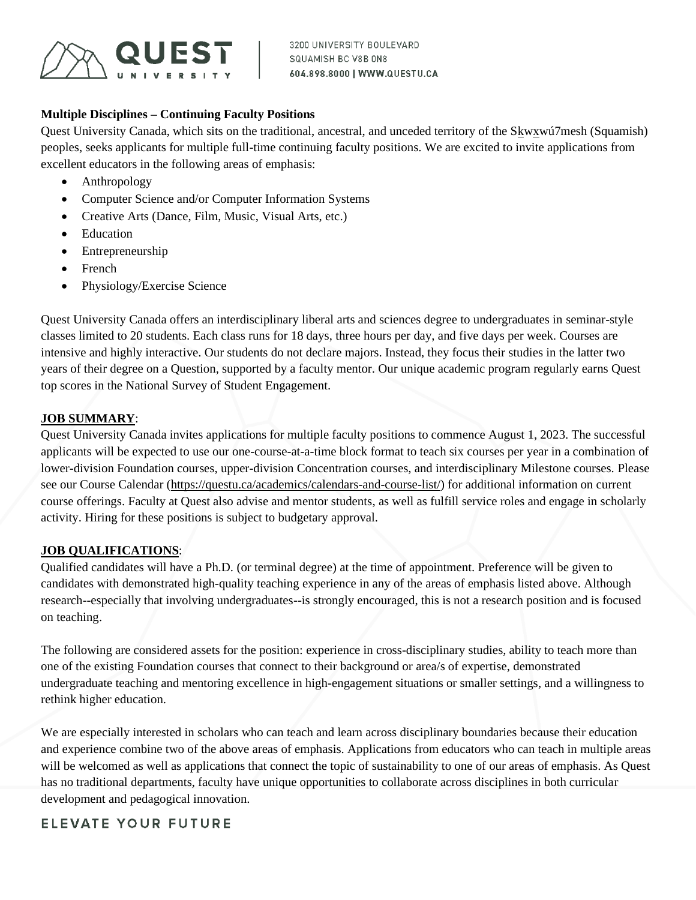**Multiple Disciplines – Continuing Faculty Positions**

Quest University Canada, which sits on the traditional, ancestral, and unceded territory of the Sḵwx̱wú7mesh (Squamish) peoples, seeks applicants for multiple full-time continuing faculty positions. We are excited to invite applications from excellent educators in the following areas of emphasis:

- Anthropology
- Computer Science and/or Computer Information Systems
- Creative Arts (Dance, Film, Music, Visual Arts, etc.)
- Education
- Entrepreneurship
- French
- Physiology/Exercise Science

Quest University Canada offers an interdisciplinary liberal arts and sciences degree to undergraduates in seminar-style classes limited to 20 students. Each class runs for 18 days, three hours per day, and five days per week. Courses are intensive and highly interactive. Our students do not declare majors. Instead, they focus their studies in the latter two years of their degree on a Question, supported by a faculty mentor. Our unique academic program regularly earns Quest top scores in the National Survey of Student Engagement.

**JOB SUMMARY**:

Quest University Canada invites applications for multiple faculty positions to commence August 1, 2023. The successful applicants will be expected to use our one-course-at-a-time block format to teach six courses per year in a combination of lower-division Foundation courses, upper-division Concentration courses, and interdisciplinary Milestone courses. Please see our Course Calendar (https://questu.ca/academics/calendars-and-course-list/) for additional information on current course offerings. Faculty at Quest also advise and mentor students, as well as fulfill service roles and engage in scholarly activity. Hiring for these positions is subject to budgetary approval.

**JOB QUALIFICATIONS**:

Qualified candidates will have a Ph.D. (or terminal degree) at the time of appointment. Preference will be given to candidates with demonstrated high-quality teaching experience in any of the areas of emphasis listed above. Although research--especially that involving undergraduates--is strongly encouraged, this is not a research position and is focused on teaching.

The following are considered assets for the position: experience in cross-disciplinary studies, ability to teach more than one of the existing Foundation courses that connect to their background or area/s of expertise, demonstrated undergraduate teaching and mentoring excellence in high-engagement situations or smaller settings, and a willingness to rethink higher education.

We are especially interested in scholars who can teach and learn across disciplinary boundaries because their education and experience combine two of the above areas of emphasis. Applications from educators who can teach in multiple areas will be welcomed as well as applications that connect the topic of sustainability to one of our areas of emphasis. As Quest has no traditional departments, faculty have unique opportunities to collaborate across disciplines in both curricular development and pedagogical innovation.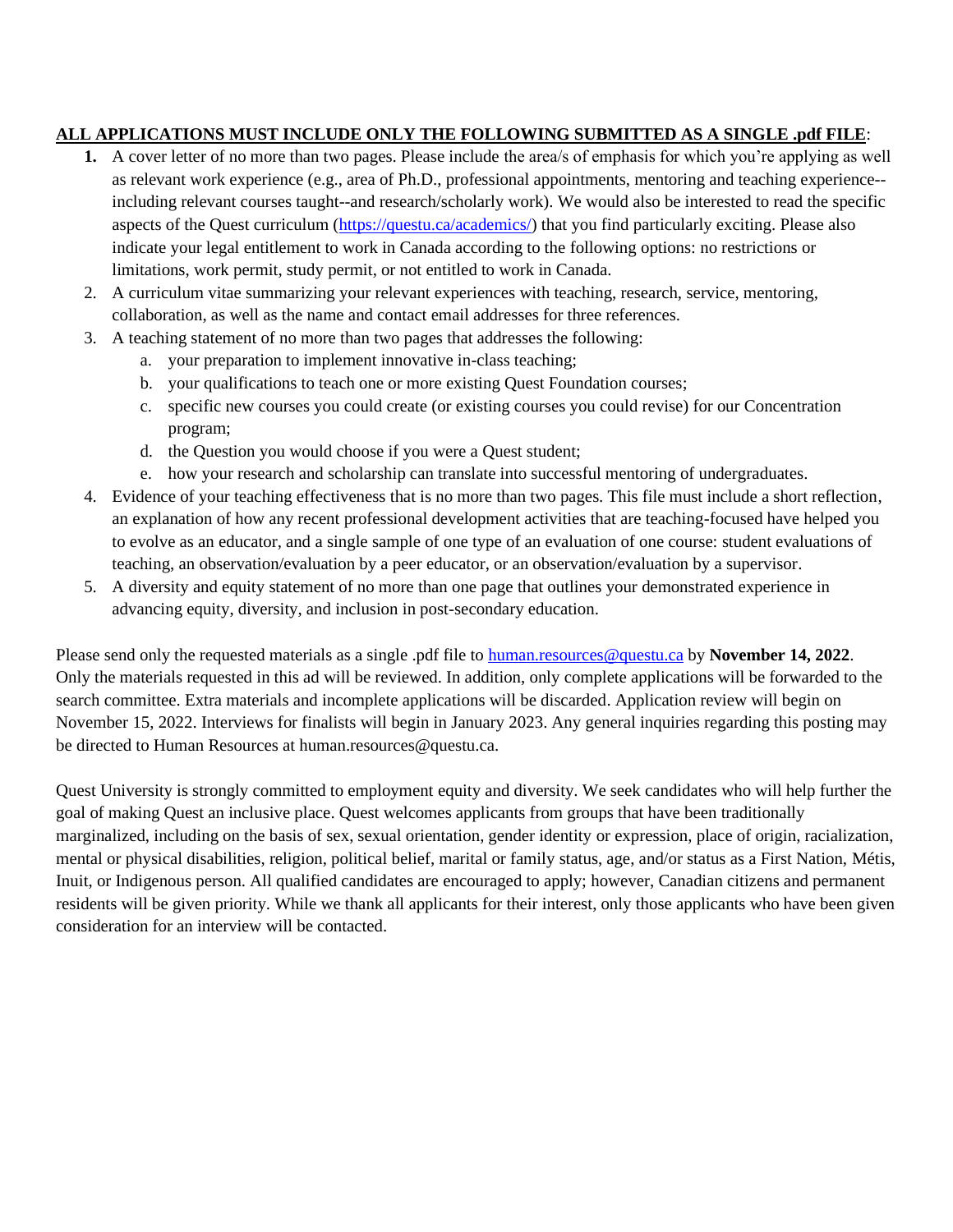**ALL APPLICATIONS MUST INCLUDE ONLY THE FOLLOWING SUBMITTED AS A SINGLE .pdf FILE**:

1. A cover letter of no more than two pages. Please include the area/s of emphasis for which you're applying as well as relevant work experience (e.g., area of Ph.D., professional appointments, mentoring and teaching experience--including relevant courses taught--and research/scholarly work). We would also be interested to read the specific aspects of the Quest curriculum (https://questu.ca/academics/) that you find particularly exciting. Please also indicate your legal entitlement to work in Canada according to the following options: no restrictions or limitations, work permit, study permit, or not entitled to work in Canada.
2. A curriculum vitae summarizing your relevant experiences with teaching, research, service, mentoring, collaboration, as well as the name and contact email addresses for three references.
3. A teaching statement of no more than two pages that addresses the following:
   a. your preparation to implement innovative in-class teaching;
   b. your qualifications to teach one or more existing Quest Foundation courses;
   c. specific new courses you could create (or existing courses you could revise) for our Concentration program;
   d. the Question you would choose if you were a Quest student;
   e. how your research and scholarship can translate into successful mentoring of undergraduates.
4. Evidence of your teaching effectiveness that is no more than two pages. This file must include a short reflection, an explanation of how any recent professional development activities that are teaching-focused have helped you to evolve as an educator, and a single sample of one type of an evaluation of one course: student evaluations of teaching, an observation/evaluation by a peer educator, or an observation/evaluation by a supervisor.
5. A diversity and equity statement of no more than one page that outlines your demonstrated experience in advancing equity, diversity, and inclusion in post-secondary education.

Please send only the requested materials as a single .pdf file to human.resources@questu.ca by **November 14, 2022**. Only the materials requested in this ad will be reviewed. In addition, only complete applications will be forwarded to the search committee. Extra materials and incomplete applications will be discarded. Application review will begin on November 15, 2022. Interviews for finalists will begin in January 2023. Any general inquiries regarding this posting may be directed to Human Resources at human.resources@questu.ca.

Quest University is strongly committed to employment equity and diversity. We seek candidates who will help further the goal of making Quest an inclusive place. Quest welcomes applicants from groups that have been traditionally marginalized, including on the basis of sex, sexual orientation, gender identity or expression, place of origin, racialization, mental or physical disabilities, religion, political belief, marital or family status, age, and/or status as a First Nation, Métis, Inuit, or Indigenous person. All qualified candidates are encouraged to apply; however, Canadian citizens and permanent residents will be given priority. While we thank all applicants for their interest, only those applicants who have been given consideration for an interview will be contacted.